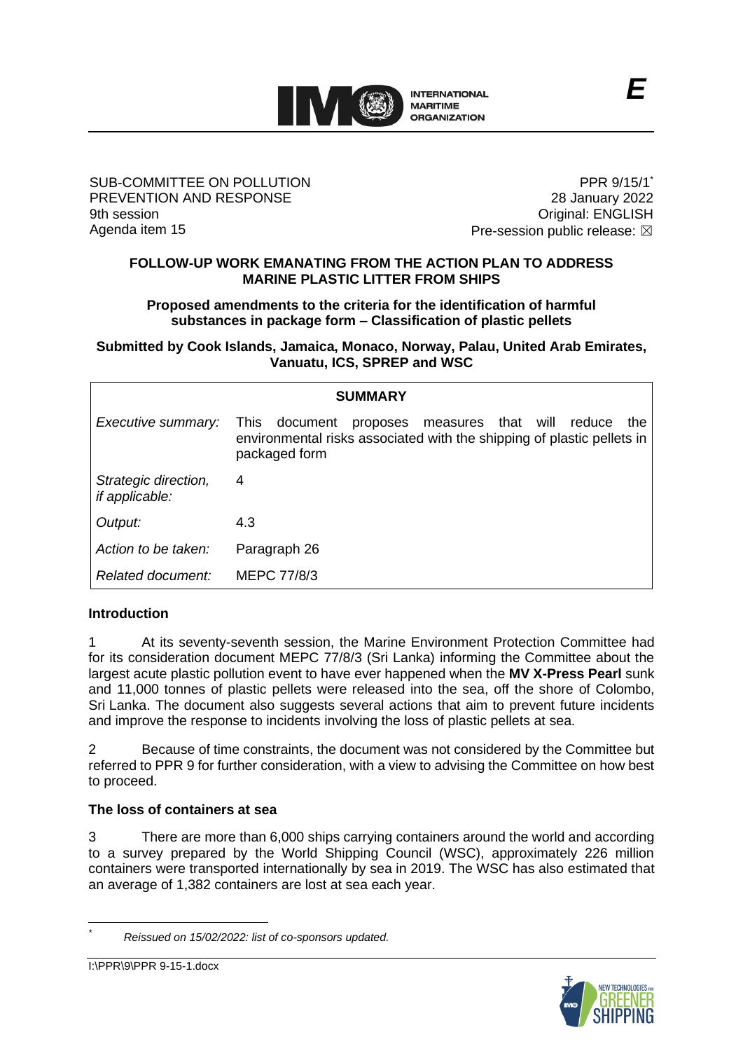**E**

SUB-COMMITTEE ON POLLUTION PREVENTION AND RESPONSE
9th session
Agenda item 15

PPR 9/15/1*
28 January 2022
Original: ENGLISH
Pre-session public release: ☒

# FOLLOW-UP WORK EMANATING FROM THE ACTION PLAN TO ADDRESS MARINE PLASTIC LITTER FROM SHIPS

## Proposed amendments to the criteria for the identification of harmful substances in package form – Classification of plastic pellets

**Submitted by Cook Islands, Jamaica, Monaco, Norway, Palau, United Arab Emirates, Vanuatu, ICS, SPREP and WSC**

| SUMMARY | |
|---|---|
| *Executive summary:* | This document proposes measures that will reduce the environmental risks associated with the shipping of plastic pellets in packaged form |
| *Strategic direction, if applicable:* | 4 |
| *Output:* | 4.3 |
| *Action to be taken:* | Paragraph 26 |
| *Related document:* | MEPC 77/8/3 |

### Introduction

1 At its seventy-seventh session, the Marine Environment Protection Committee had for its consideration document MEPC 77/8/3 (Sri Lanka) informing the Committee about the largest acute plastic pollution event to have ever happened when the **MV X-Press Pearl** sunk and 11,000 tonnes of plastic pellets were released into the sea, off the shore of Colombo, Sri Lanka. The document also suggests several actions that aim to prevent future incidents and improve the response to incidents involving the loss of plastic pellets at sea.

2 Because of time constraints, the document was not considered by the Committee but referred to PPR 9 for further consideration, with a view to advising the Committee on how best to proceed.

### The loss of containers at sea

3 There are more than 6,000 ships carrying containers around the world and according to a survey prepared by the World Shipping Council (WSC), approximately 226 million containers were transported internationally by sea in 2019. The WSC has also estimated that an average of 1,382 containers are lost at sea each year.

---

* *Reissued on 15/02/2022: list of co-sponsors updated.*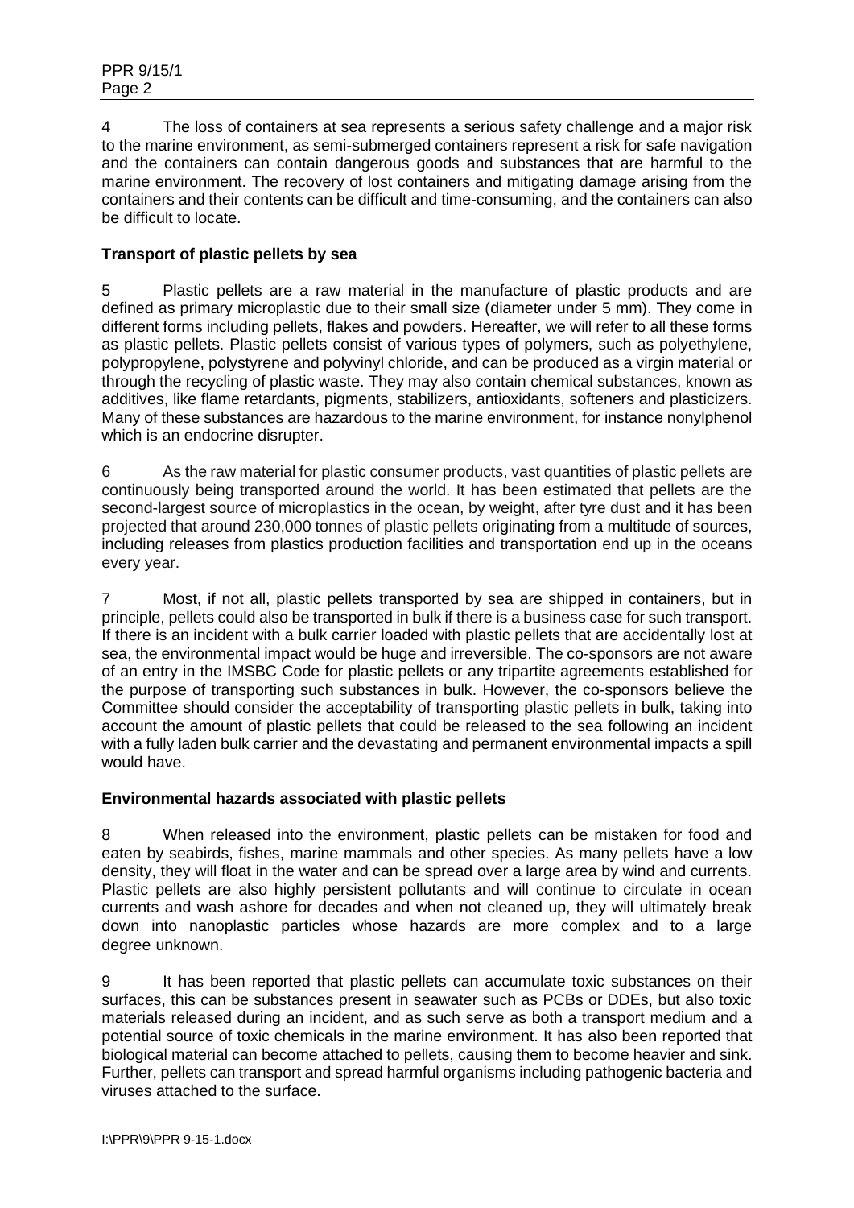4 The loss of containers at sea represents a serious safety challenge and a major risk to the marine environment, as semi-submerged containers represent a risk for safe navigation and the containers can contain dangerous goods and substances that are harmful to the marine environment. The recovery of lost containers and mitigating damage arising from the containers and their contents can be difficult and time-consuming, and the containers can also be difficult to locate.

**Transport of plastic pellets by sea**

5 Plastic pellets are a raw material in the manufacture of plastic products and are defined as primary microplastic due to their small size (diameter under 5 mm). They come in different forms including pellets, flakes and powders. Hereafter, we will refer to all these forms as plastic pellets. Plastic pellets consist of various types of polymers, such as polyethylene, polypropylene, polystyrene and polyvinyl chloride, and can be produced as a virgin material or through the recycling of plastic waste. They may also contain chemical substances, known as additives, like flame retardants, pigments, stabilizers, antioxidants, softeners and plasticizers. Many of these substances are hazardous to the marine environment, for instance nonylphenol which is an endocrine disrupter.

6 As the raw material for plastic consumer products, vast quantities of plastic pellets are continuously being transported around the world. It has been estimated that pellets are the second-largest source of microplastics in the ocean, by weight, after tyre dust and it has been projected that around 230,000 tonnes of plastic pellets originating from a multitude of sources, including releases from plastics production facilities and transportation end up in the oceans every year.

7 Most, if not all, plastic pellets transported by sea are shipped in containers, but in principle, pellets could also be transported in bulk if there is a business case for such transport. If there is an incident with a bulk carrier loaded with plastic pellets that are accidentally lost at sea, the environmental impact would be huge and irreversible. The co-sponsors are not aware of an entry in the IMSBC Code for plastic pellets or any tripartite agreements established for the purpose of transporting such substances in bulk. However, the co-sponsors believe the Committee should consider the acceptability of transporting plastic pellets in bulk, taking into account the amount of plastic pellets that could be released to the sea following an incident with a fully laden bulk carrier and the devastating and permanent environmental impacts a spill would have.

**Environmental hazards associated with plastic pellets**

8 When released into the environment, plastic pellets can be mistaken for food and eaten by seabirds, fishes, marine mammals and other species. As many pellets have a low density, they will float in the water and can be spread over a large area by wind and currents. Plastic pellets are also highly persistent pollutants and will continue to circulate in ocean currents and wash ashore for decades and when not cleaned up, they will ultimately break down into nanoplastic particles whose hazards are more complex and to a large degree unknown.

9 It has been reported that plastic pellets can accumulate toxic substances on their surfaces, this can be substances present in seawater such as PCBs or DDEs, but also toxic materials released during an incident, and as such serve as both a transport medium and a potential source of toxic chemicals in the marine environment. It has also been reported that biological material can become attached to pellets, causing them to become heavier and sink. Further, pellets can transport and spread harmful organisms including pathogenic bacteria and viruses attached to the surface.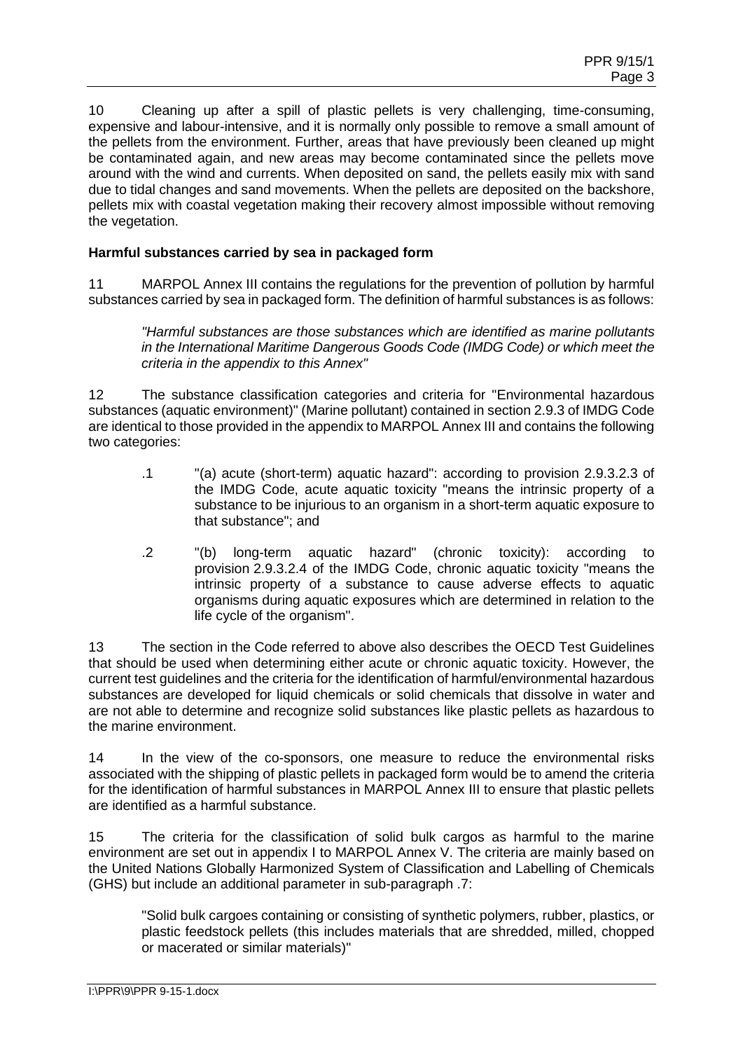10 Cleaning up after a spill of plastic pellets is very challenging, time-consuming, expensive and labour-intensive, and it is normally only possible to remove a small amount of the pellets from the environment. Further, areas that have previously been cleaned up might be contaminated again, and new areas may become contaminated since the pellets move around with the wind and currents. When deposited on sand, the pellets easily mix with sand due to tidal changes and sand movements. When the pellets are deposited on the backshore, pellets mix with coastal vegetation making their recovery almost impossible without removing the vegetation.

**Harmful substances carried by sea in packaged form**

11 MARPOL Annex III contains the regulations for the prevention of pollution by harmful substances carried by sea in packaged form. The definition of harmful substances is as follows:

> *"Harmful substances are those substances which are identified as marine pollutants in the International Maritime Dangerous Goods Code (IMDG Code) or which meet the criteria in the appendix to this Annex"*

12 The substance classification categories and criteria for "Environmental hazardous substances (aquatic environment)" (Marine pollutant) contained in section 2.9.3 of IMDG Code are identical to those provided in the appendix to MARPOL Annex III and contains the following two categories:

- .1 "(a) acute (short-term) aquatic hazard": according to provision 2.9.3.2.3 of the IMDG Code, acute aquatic toxicity "means the intrinsic property of a substance to be injurious to an organism in a short-term aquatic exposure to that substance"; and
- .2 "(b) long-term aquatic hazard" (chronic toxicity): according to provision 2.9.3.2.4 of the IMDG Code, chronic aquatic toxicity "means the intrinsic property of a substance to cause adverse effects to aquatic organisms during aquatic exposures which are determined in relation to the life cycle of the organism".

13 The section in the Code referred to above also describes the OECD Test Guidelines that should be used when determining either acute or chronic aquatic toxicity. However, the current test guidelines and the criteria for the identification of harmful/environmental hazardous substances are developed for liquid chemicals or solid chemicals that dissolve in water and are not able to determine and recognize solid substances like plastic pellets as hazardous to the marine environment.

14 In the view of the co-sponsors, one measure to reduce the environmental risks associated with the shipping of plastic pellets in packaged form would be to amend the criteria for the identification of harmful substances in MARPOL Annex III to ensure that plastic pellets are identified as a harmful substance.

15 The criteria for the classification of solid bulk cargos as harmful to the marine environment are set out in appendix I to MARPOL Annex V. The criteria are mainly based on the United Nations Globally Harmonized System of Classification and Labelling of Chemicals (GHS) but include an additional parameter in sub-paragraph .7:

> "Solid bulk cargoes containing or consisting of synthetic polymers, rubber, plastics, or plastic feedstock pellets (this includes materials that are shredded, milled, chopped or macerated or similar materials)"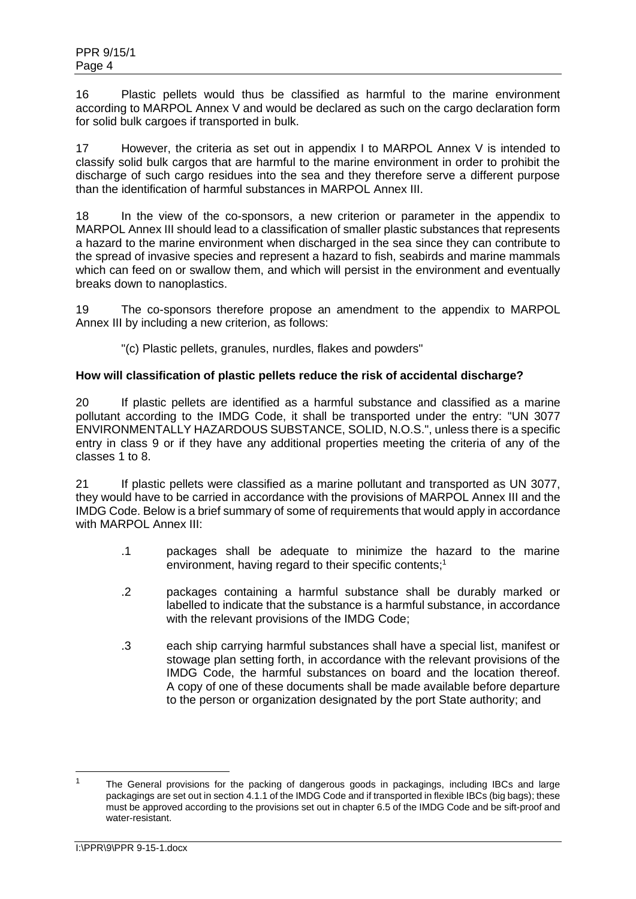16 Plastic pellets would thus be classified as harmful to the marine environment according to MARPOL Annex V and would be declared as such on the cargo declaration form for solid bulk cargoes if transported in bulk.

17 However, the criteria as set out in appendix I to MARPOL Annex V is intended to classify solid bulk cargos that are harmful to the marine environment in order to prohibit the discharge of such cargo residues into the sea and they therefore serve a different purpose than the identification of harmful substances in MARPOL Annex III.

18 In the view of the co-sponsors, a new criterion or parameter in the appendix to MARPOL Annex III should lead to a classification of smaller plastic substances that represents a hazard to the marine environment when discharged in the sea since they can contribute to the spread of invasive species and represent a hazard to fish, seabirds and marine mammals which can feed on or swallow them, and which will persist in the environment and eventually breaks down to nanoplastics.

19 The co-sponsors therefore propose an amendment to the appendix to MARPOL Annex III by including a new criterion, as follows:

"(c) Plastic pellets, granules, nurdles, flakes and powders"

**How will classification of plastic pellets reduce the risk of accidental discharge?**

20 If plastic pellets are identified as a harmful substance and classified as a marine pollutant according to the IMDG Code, it shall be transported under the entry: "UN 3077 ENVIRONMENTALLY HAZARDOUS SUBSTANCE, SOLID, N.O.S.", unless there is a specific entry in class 9 or if they have any additional properties meeting the criteria of any of the classes 1 to 8.

21 If plastic pellets were classified as a marine pollutant and transported as UN 3077, they would have to be carried in accordance with the provisions of MARPOL Annex III and the IMDG Code. Below is a brief summary of some of requirements that would apply in accordance with MARPOL Annex III:

.1 packages shall be adequate to minimize the hazard to the marine environment, having regard to their specific contents;[1]

.2 packages containing a harmful substance shall be durably marked or labelled to indicate that the substance is a harmful substance, in accordance with the relevant provisions of the IMDG Code;

.3 each ship carrying harmful substances shall have a special list, manifest or stowage plan setting forth, in accordance with the relevant provisions of the IMDG Code, the harmful substances on board and the location thereof. A copy of one of these documents shall be made available before departure to the person or organization designated by the port State authority; and

---

[1] The General provisions for the packing of dangerous goods in packagings, including IBCs and large packagings are set out in section 4.1.1 of the IMDG Code and if transported in flexible IBCs (big bags); these must be approved according to the provisions set out in chapter 6.5 of the IMDG Code and be sift-proof and water-resistant.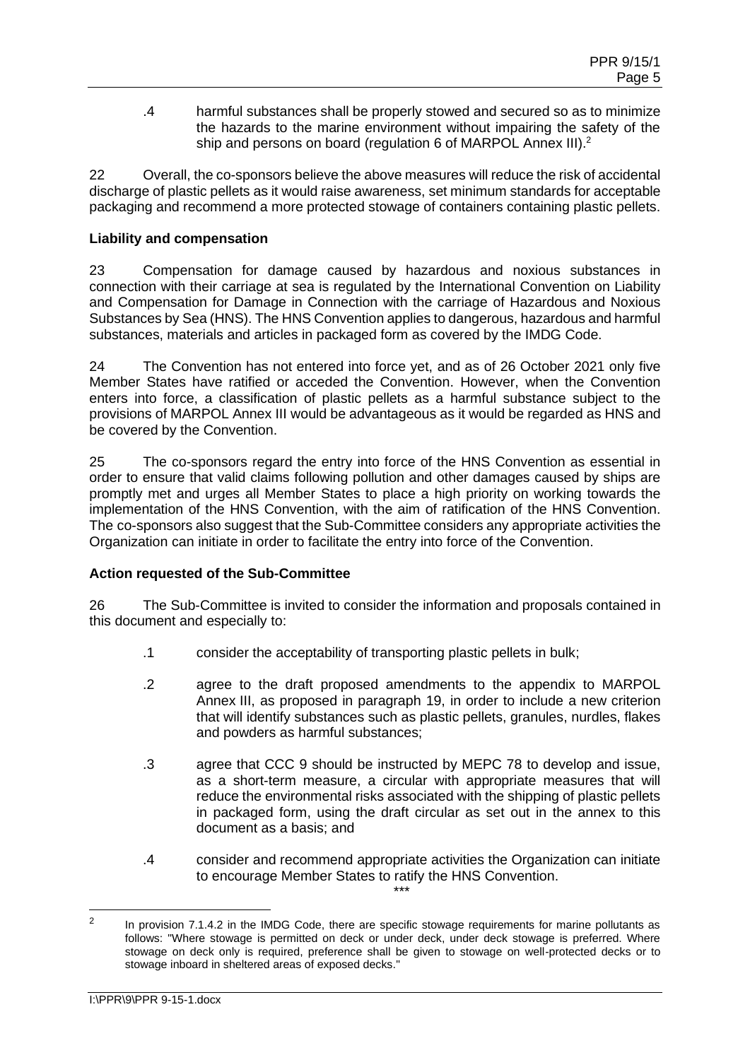.4 harmful substances shall be properly stowed and secured so as to minimize the hazards to the marine environment without impairing the safety of the ship and persons on board (regulation 6 of MARPOL Annex III).[2]

22 Overall, the co-sponsors believe the above measures will reduce the risk of accidental discharge of plastic pellets as it would raise awareness, set minimum standards for acceptable packaging and recommend a more protected stowage of containers containing plastic pellets.

**Liability and compensation**

23 Compensation for damage caused by hazardous and noxious substances in connection with their carriage at sea is regulated by the International Convention on Liability and Compensation for Damage in Connection with the carriage of Hazardous and Noxious Substances by Sea (HNS). The HNS Convention applies to dangerous, hazardous and harmful substances, materials and articles in packaged form as covered by the IMDG Code.

24 The Convention has not entered into force yet, and as of 26 October 2021 only five Member States have ratified or acceded the Convention. However, when the Convention enters into force, a classification of plastic pellets as a harmful substance subject to the provisions of MARPOL Annex III would be advantageous as it would be regarded as HNS and be covered by the Convention.

25 The co-sponsors regard the entry into force of the HNS Convention as essential in order to ensure that valid claims following pollution and other damages caused by ships are promptly met and urges all Member States to place a high priority on working towards the implementation of the HNS Convention, with the aim of ratification of the HNS Convention. The co-sponsors also suggest that the Sub-Committee considers any appropriate activities the Organization can initiate in order to facilitate the entry into force of the Convention.

**Action requested of the Sub-Committee**

26 The Sub-Committee is invited to consider the information and proposals contained in this document and especially to:

.1 consider the acceptability of transporting plastic pellets in bulk;

.2 agree to the draft proposed amendments to the appendix to MARPOL Annex III, as proposed in paragraph 19, in order to include a new criterion that will identify substances such as plastic pellets, granules, nurdles, flakes and powders as harmful substances;

.3 agree that CCC 9 should be instructed by MEPC 78 to develop and issue, as a short-term measure, a circular with appropriate measures that will reduce the environmental risks associated with the shipping of plastic pellets in packaged form, using the draft circular as set out in the annex to this document as a basis; and

.4 consider and recommend appropriate activities the Organization can initiate to encourage Member States to ratify the HNS Convention.

\*\*\*

[2] In provision 7.1.4.2 in the IMDG Code, there are specific stowage requirements for marine pollutants as follows: "Where stowage is permitted on deck or under deck, under deck stowage is preferred. Where stowage on deck only is required, preference shall be given to stowage on well-protected decks or to stowage inboard in sheltered areas of exposed decks."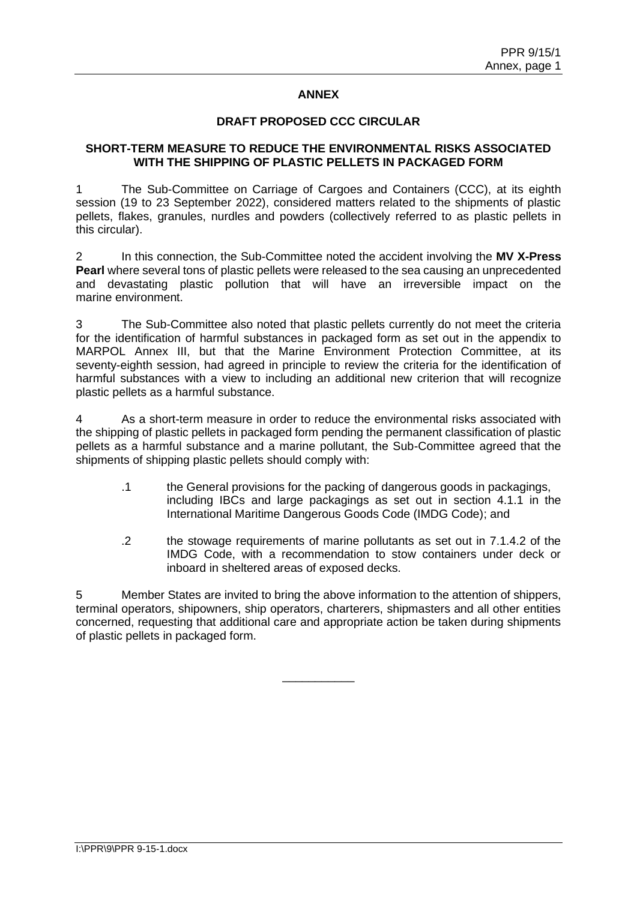## ANNEX

## DRAFT PROPOSED CCC CIRCULAR

### SHORT-TERM MEASURE TO REDUCE THE ENVIRONMENTAL RISKS ASSOCIATED WITH THE SHIPPING OF PLASTIC PELLETS IN PACKAGED FORM

1 The Sub-Committee on Carriage of Cargoes and Containers (CCC), at its eighth session (19 to 23 September 2022), considered matters related to the shipments of plastic pellets, flakes, granules, nurdles and powders (collectively referred to as plastic pellets in this circular).

2 In this connection, the Sub-Committee noted the accident involving the **MV X-Press Pearl** where several tons of plastic pellets were released to the sea causing an unprecedented and devastating plastic pollution that will have an irreversible impact on the marine environment.

3 The Sub-Committee also noted that plastic pellets currently do not meet the criteria for the identification of harmful substances in packaged form as set out in the appendix to MARPOL Annex III, but that the Marine Environment Protection Committee, at its seventy-eighth session, had agreed in principle to review the criteria for the identification of harmful substances with a view to including an additional new criterion that will recognize plastic pellets as a harmful substance.

4 As a short-term measure in order to reduce the environmental risks associated with the shipping of plastic pellets in packaged form pending the permanent classification of plastic pellets as a harmful substance and a marine pollutant, the Sub-Committee agreed that the shipments of shipping plastic pellets should comply with:

- .1 the General provisions for the packing of dangerous goods in packagings, including IBCs and large packagings as set out in section 4.1.1 in the International Maritime Dangerous Goods Code (IMDG Code); and
- .2 the stowage requirements of marine pollutants as set out in 7.1.4.2 of the IMDG Code, with a recommendation to stow containers under deck or inboard in sheltered areas of exposed decks.

5 Member States are invited to bring the above information to the attention of shippers, terminal operators, shipowners, ship operators, charterers, shipmasters and all other entities concerned, requesting that additional care and appropriate action be taken during shipments of plastic pellets in packaged form.

___________